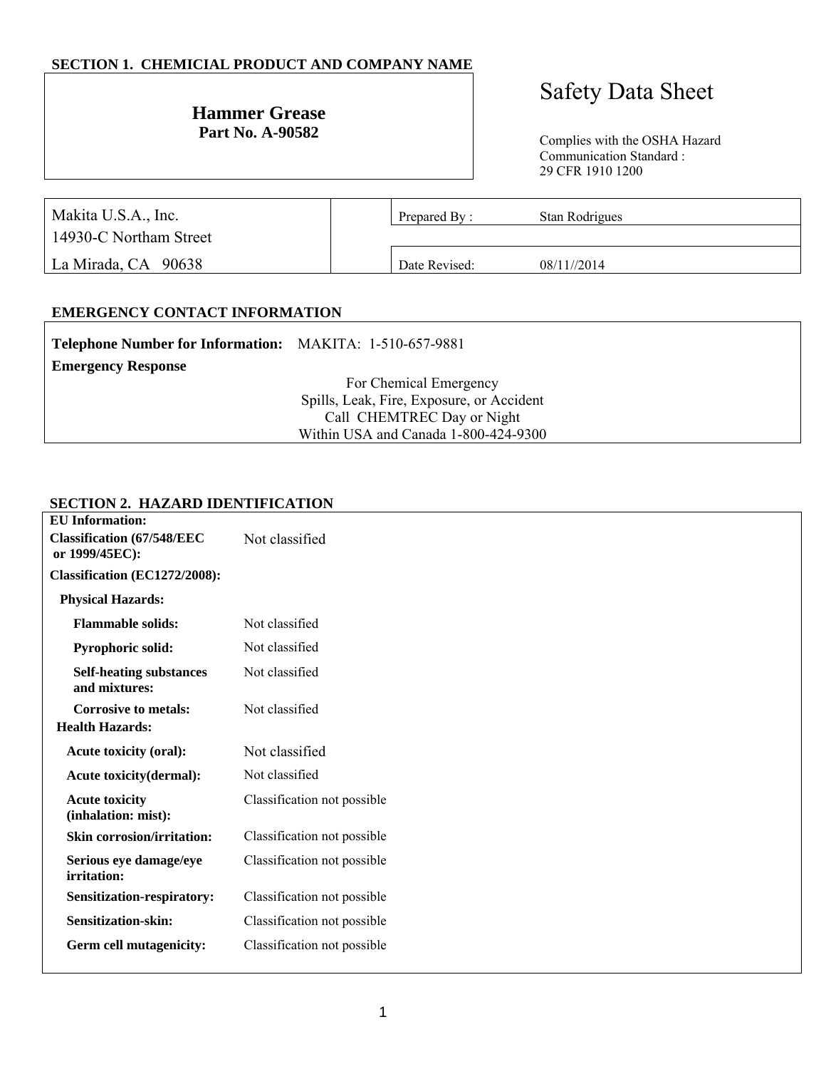## SECTION 1. CHEMICIAL PRODUCT AND COMPANY NAME

**Hammer Grease**
**Part No. A-90582**

# Safety Data Sheet

Complies with the OSHA Hazard Communication Standard : 29 CFR 1910 1200

| Makita U.S.A., Inc.<br>14930-C Northam Street<br>La Mirada, CA 90638 | Prepared By : | Stan Rodrigues |
|---|---|---|
| | Date Revised: | 08/11//2014 |

## EMERGENCY CONTACT INFORMATION

**Telephone Number for Information:** MAKITA: 1-510-657-9881

**Emergency Response**

For Chemical Emergency
Spills, Leak, Fire, Exposure, or Accident
Call CHEMTREC Day or Night
Within USA and Canada 1-800-424-9300

## SECTION 2. HAZARD IDENTIFICATION

**EU Information:**

| | |
|---|---|
| **Classification (67/548/EEC or 1999/45EC):** | Not classified |
| **Classification (EC1272/2008):** | |
| **Physical Hazards:** | |
| **Flammable solids:** | Not classified |
| **Pyrophoric solid:** | Not classified |
| **Self-heating substances and mixtures:** | Not classified |
| **Corrosive to metals:** | Not classified |
| **Health Hazards:** | |
| **Acute toxicity (oral):** | Not classified |
| **Acute toxicity(dermal):** | Not classified |
| **Acute toxicity (inhalation: mist):** | Classification not possible |
| **Skin corrosion/irritation:** | Classification not possible |
| **Serious eye damage/eye irritation:** | Classification not possible |
| **Sensitization-respiratory:** | Classification not possible |
| **Sensitization-skin:** | Classification not possible |
| **Germ cell mutagenicity:** | Classification not possible |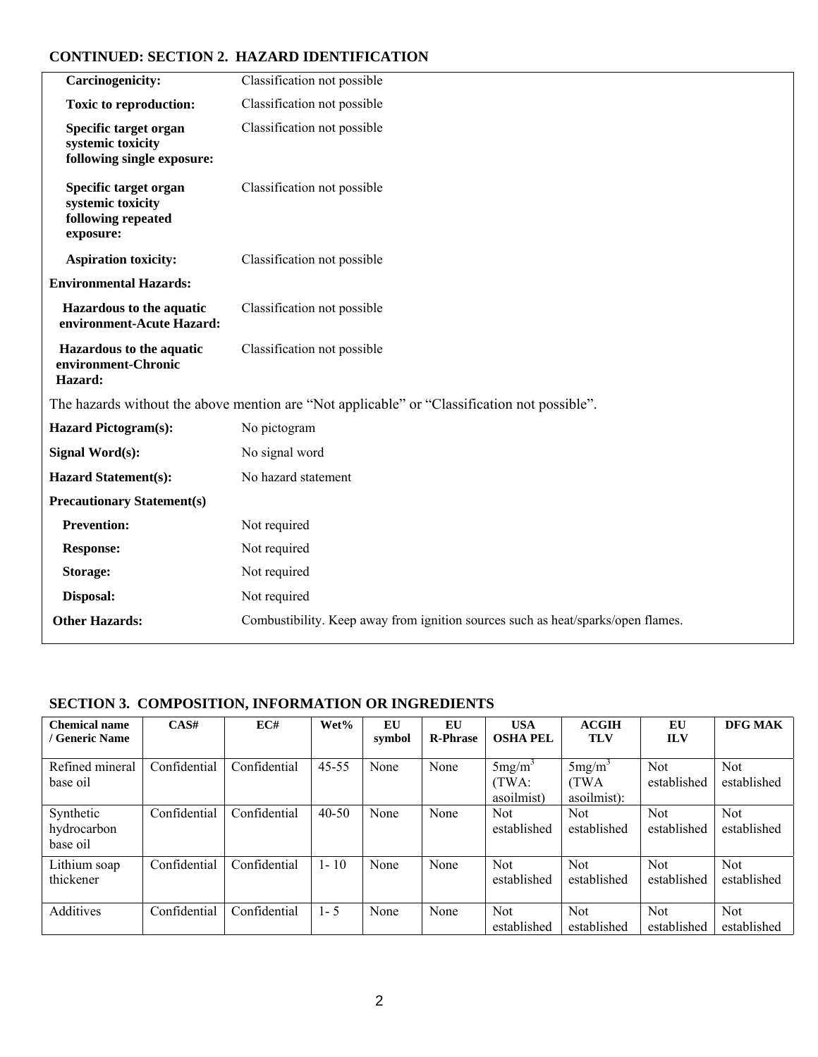### CONTINUED: SECTION 2. HAZARD IDENTIFICATION

| | |
|---|---|
| **Carcinogenicity:** | Classification not possible |
| **Toxic to reproduction:** | Classification not possible |
| **Specific target organ systemic toxicity following single exposure:** | Classification not possible |
| **Specific target organ systemic toxicity following repeated exposure:** | Classification not possible |
| **Aspiration toxicity:** | Classification not possible |
| **Environmental Hazards:** | |
| **Hazardous to the aquatic environment-Acute Hazard:** | Classification not possible |
| **Hazardous to the aquatic environment-Chronic Hazard:** | Classification not possible |

The hazards without the above mention are “Not applicable” or “Classification not possible”.

| | |
|---|---|
| **Hazard Pictogram(s):** | No pictogram |
| **Signal Word(s):** | No signal word |
| **Hazard Statement(s):** | No hazard statement |
| **Precautionary Statement(s)** | |
| **Prevention:** | Not required |
| **Response:** | Not required |
| **Storage:** | Not required |
| **Disposal:** | Not required |
| **Other Hazards:** | Combustibility. Keep away from ignition sources such as heat/sparks/open flames. |

### SECTION 3. COMPOSITION, INFORMATION OR INGREDIENTS

| Chemical name / Generic Name | CAS# | EC# | Wet% | EU symbol | EU R-Phrase | USA OSHA PEL | ACGIH TLV | EU ILV | DFG MAK |
|---|---|---|---|---|---|---|---|---|---|
| Refined mineral base oil | Confidential | Confidential | 45-55 | None | None | 5mg/m$^3$ (TWA: asoilmist) | 5mg/m$^3$ (TWA asoilmist): | Not established | Not established |
| Synthetic hydrocarbon base oil | Confidential | Confidential | 40-50 | None | None | Not established | Not established | Not established | Not established |
| Lithium soap thickener | Confidential | Confidential | 1- 10 | None | None | Not established | Not established | Not established | Not established |
| Additives | Confidential | Confidential | 1- 5 | None | None | Not established | Not established | Not established | Not established |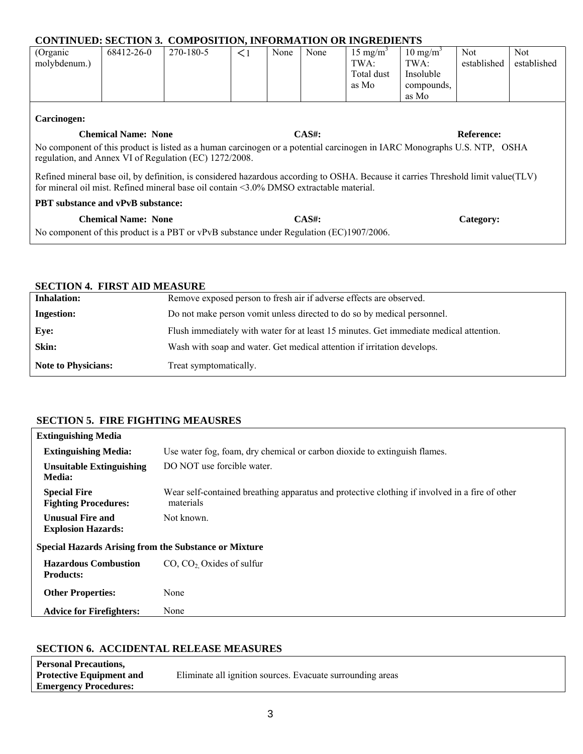### CONTINUED: SECTION 3. COMPOSITION, INFORMATION OR INGREDIENTS

| | | | | | | | | | |
|---|---|---|---|---|---|---|---|---|---|
| (Organic molybdenum.) | 68412-26-0 | 270-180-5 | <1 | None | None | 15 $mg/m^3$ TWA: Total dust as Mo | 10 $mg/m^3$ TWA: Insoluble compounds, as Mo | Not established | Not established |

**Carcinogen:**

**Chemical Name: None** **CAS#:** **Reference:**

No component of this product is listed as a human carcinogen or a potential carcinogen in IARC Monographs U.S. NTP, OSHA regulation, and Annex VI of Regulation (EC) 1272/2008.

Refined mineral base oil, by definition, is considered hazardous according to OSHA. Because it carries Threshold limit value(TLV) for mineral oil mist. Refined mineral base oil contain <3.0% DMSO extractable material.

**PBT substance and vPvB substance:**

**Chemical Name: None** **CAS#:** **Category:**

No component of this product is a PBT or vPvB substance under Regulation (EC)1907/2006.

### SECTION 4. FIRST AID MEASURE

| | |
|---|---|
| **Inhalation:** | Remove exposed person to fresh air if adverse effects are observed. |
| **Ingestion:** | Do not make person vomit unless directed to do so by medical personnel. |
| **Eye:** | Flush immediately with water for at least 15 minutes. Get immediate medical attention. |
| **Skin:** | Wash with soap and water. Get medical attention if irritation develops. |
| **Note to Physicians:** | Treat symptomatically. |

### SECTION 5. FIRE FIGHTING MEAUSRES

| | |
|---|---|
| **Extinguishing Media** | |
| **Extinguishing Media:** | Use water fog, foam, dry chemical or carbon dioxide to extinguish flames. |
| **Unsuitable Extinguishing Media:** | DO NOT use forcible water. |
| **Special Fire Fighting Procedures:** | Wear self-contained breathing apparatus and protective clothing if involved in a fire of other materials |
| **Unusual Fire and Explosion Hazards:** | Not known. |
| **Special Hazards Arising from the Substance or Mixture** | |
| **Hazardous Combustion Products:** | CO, $CO_2$, Oxides of sulfur |
| **Other Properties:** | None |
| **Advice for Firefighters:** | None |

### SECTION 6. ACCIDENTAL RELEASE MEASURES

| | |
|---|---|
| **Personal Precautions, Protective Equipment and Emergency Procedures:** | Eliminate all ignition sources. Evacuate surrounding areas |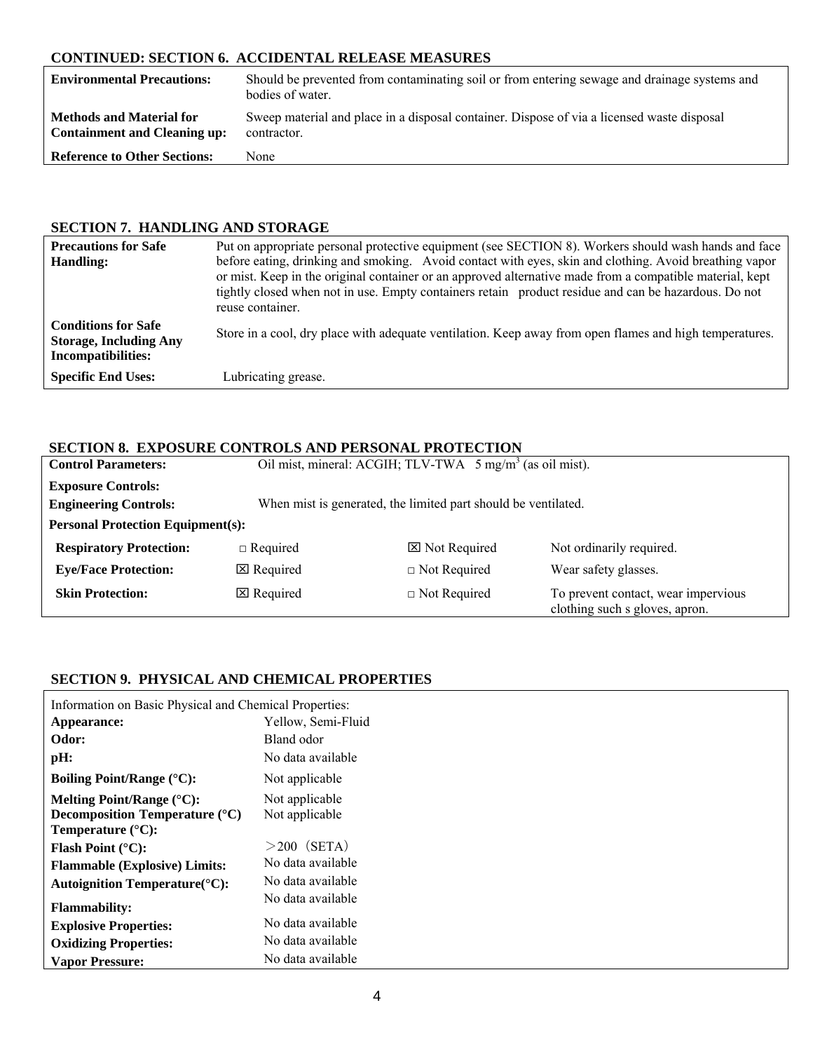## CONTINUED: SECTION 6. ACCIDENTAL RELEASE MEASURES

| | |
|---|---|
| **Environmental Precautions:** | Should be prevented from contaminating soil or from entering sewage and drainage systems and bodies of water. |
| **Methods and Material for Containment and Cleaning up:** | Sweep material and place in a disposal container. Dispose of via a licensed waste disposal contractor. |
| **Reference to Other Sections:** | None |

## SECTION 7. HANDLING AND STORAGE

| | |
|---|---|
| **Precautions for Safe Handling:** | Put on appropriate personal protective equipment (see SECTION 8). Workers should wash hands and face before eating, drinking and smoking. Avoid contact with eyes, skin and clothing. Avoid breathing vapor or mist. Keep in the original container or an approved alternative made from a compatible material, kept tightly closed when not in use. Empty containers retain product residue and can be hazardous. Do not reuse container. |
| **Conditions for Safe Storage, Including Any Incompatibilities:** | Store in a cool, dry place with adequate ventilation. Keep away from open flames and high temperatures. |
| **Specific End Uses:** | Lubricating grease. |

## SECTION 8. EXPOSURE CONTROLS AND PERSONAL PROTECTION

**Control Parameters:** Oil mist, mineral: ACGIH; TLV-TWA 5 mg/m$^3$ (as oil mist).

**Exposure Controls:**

**Engineering Controls:** When mist is generated, the limited part should be ventilated.

**Personal Protection Equipment(s):**

| | | | |
|---|---|---|---|
| **Respiratory Protection:** | □ Required | ☒ Not Required | Not ordinarily required. |
| **Eye/Face Protection:** | ☒ Required | □ Not Required | Wear safety glasses. |
| **Skin Protection:** | ☒ Required | □ Not Required | To prevent contact, wear impervious clothing such s gloves, apron. |

## SECTION 9. PHYSICAL AND CHEMICAL PROPERTIES

Information on Basic Physical and Chemical Properties:

| | |
|---|---|
| **Appearance:** | Yellow, Semi-Fluid |
| **Odor:** | Bland odor |
| **pH:** | No data available |
| **Boiling Point/Range (°C):** | Not applicable |
| **Melting Point/Range (°C):** | Not applicable |
| **Decomposition Temperature (°C) Temperature (°C):** | Not applicable |
| **Flash Point (°C):** | ＞200（SETA） |
| **Flammable (Explosive) Limits:** | No data available |
| **Autoignition Temperature(°C):** | No data available |
| **Flammability:** | No data available |
| **Explosive Properties:** | No data available |
| **Oxidizing Properties:** | No data available |
| **Vapor Pressure:** | No data available |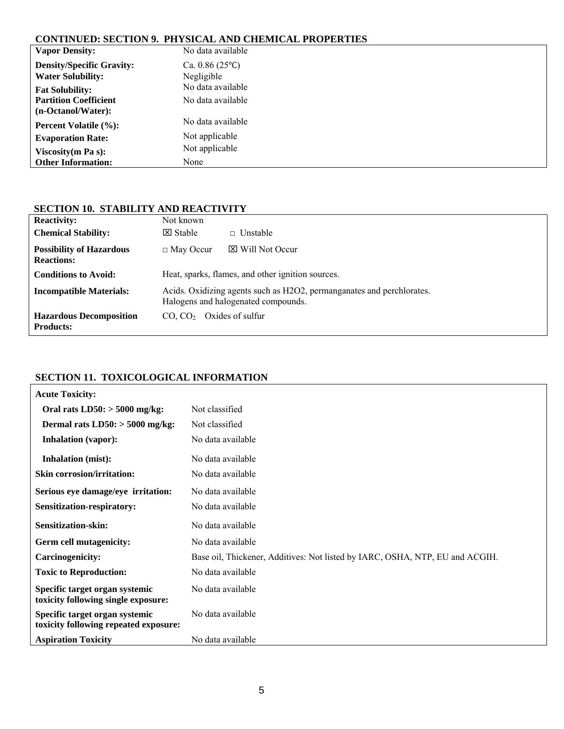## CONTINUED: SECTION 9. PHYSICAL AND CHEMICAL PROPERTIES

| | |
|---|---|
| **Vapor Density:** | No data available |
| **Density/Specific Gravity:** | Ca. 0.86 (25℃) |
| **Water Solubility:** | Negligible |
| **Fat Solubility:** | No data available |
| **Partition Coefficient (n-Octanol/Water):** | No data available |
| **Percent Volatile (%):** | No data available |
| **Evaporation Rate:** | Not applicable |
| **Viscosity(m Pa s):** | Not applicable |
| **Other Information:** | None |

## SECTION 10. STABILITY AND REACTIVITY

| | |
|---|---|
| **Reactivity:** | Not known |
| **Chemical Stability:** | ☒ Stable □ Unstable |
| **Possibility of Hazardous Reactions:** | □ May Occur ☒ Will Not Occur |
| **Conditions to Avoid:** | Heat, sparks, flames, and other ignition sources. |
| **Incompatible Materials:** | Acids. Oxidizing agents such as H2O2, permanganates and perchlorates. Halogens and halogenated compounds. |
| **Hazardous Decomposition Products:** | CO, $CO_2$ Oxides of sulfur |

## SECTION 11. TOXICOLOGICAL INFORMATION

| | |
|---|---|
| **Acute Toxicity:** | |
| **Oral rats LD50: > 5000 mg/kg:** | Not classified |
| **Dermal rats LD50: > 5000 mg/kg:** | Not classified |
| **Inhalation (vapor):** | No data available |
| **Inhalation (mist):** | No data available |
| **Skin corrosion/irritation:** | No data available |
| **Serious eye damage/eye irritation:** | No data available |
| **Sensitization-respiratory:** | No data available |
| **Sensitization-skin:** | No data available |
| **Germ cell mutagenicity:** | No data available |
| **Carcinogenicity:** | Base oil, Thickener, Additives: Not listed by IARC, OSHA, NTP, EU and ACGIH. |
| **Toxic to Reproduction:** | No data available |
| **Specific target organ systemic toxicity following single exposure:** | No data available |
| **Specific target organ systemic toxicity following repeated exposure:** | No data available |
| **Aspiration Toxicity** | No data available |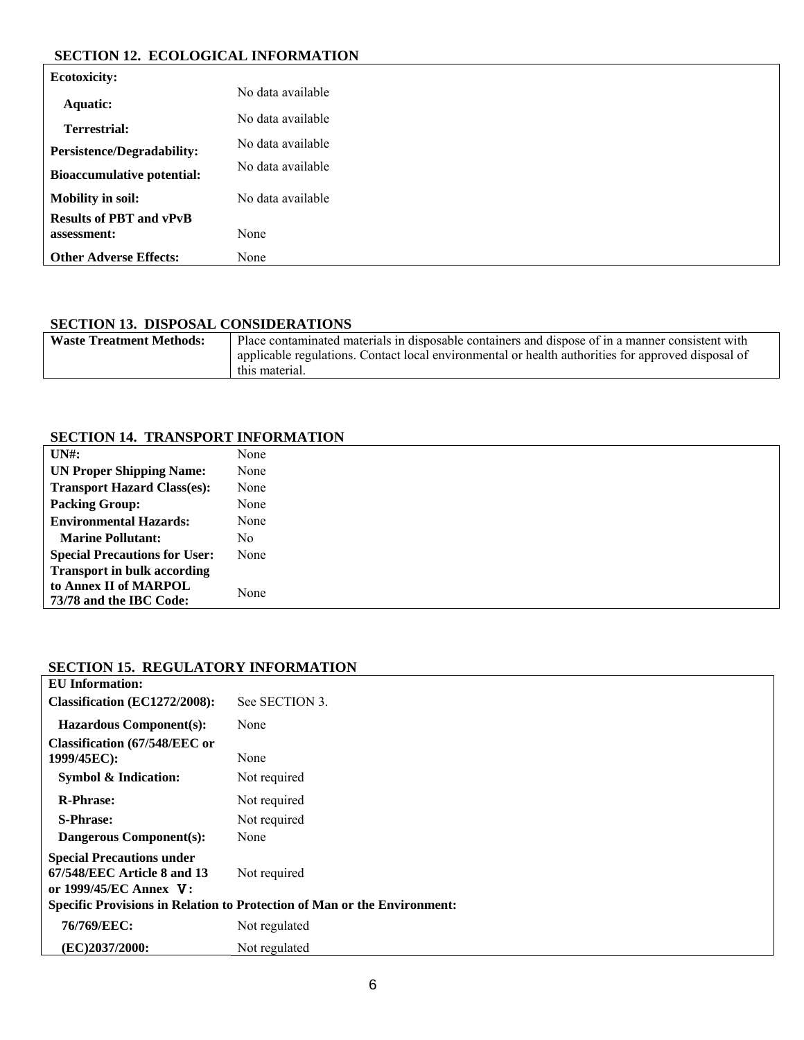## SECTION 12. ECOLOGICAL INFORMATION

| | |
|---|---|
| **Ecotoxicity:** | |
| **Aquatic:** | No data available |
| **Terrestrial:** | No data available |
| **Persistence/Degradability:** | No data available |
| **Bioaccumulative potential:** | No data available |
| **Mobility in soil:** | No data available |
| **Results of PBT and vPvB assessment:** | None |
| **Other Adverse Effects:** | None |

## SECTION 13. DISPOSAL CONSIDERATIONS

| | |
|---|---|
| **Waste Treatment Methods:** | Place contaminated materials in disposable containers and dispose of in a manner consistent with applicable regulations. Contact local environmental or health authorities for approved disposal of this material. |

## SECTION 14. TRANSPORT INFORMATION

| | |
|---|---|
| **UN#:** | None |
| **UN Proper Shipping Name:** | None |
| **Transport Hazard Class(es):** | None |
| **Packing Group:** | None |
| **Environmental Hazards:** | None |
| **Marine Pollutant:** | No |
| **Special Precautions for User:** | None |
| **Transport in bulk according to Annex II of MARPOL 73/78 and the IBC Code:** | None |

## SECTION 15. REGULATORY INFORMATION

| | |
|---|---|
| **EU Information:** | |
| **Classification (EC1272/2008):** | See SECTION 3. |
| **Hazardous Component(s):** | None |
| **Classification (67/548/EEC or 1999/45EC):** | None |
| **Symbol & Indication:** | Not required |
| **R-Phrase:** | Not required |
| **S-Phrase:** | Not required |
| **Dangerous Component(s):** | None |
| **Special Precautions under 67/548/EEC Article 8 and 13 or 1999/45/EC Annex Ⅴ:** | Not required |
| **Specific Provisions in Relation to Protection of Man or the Environment:** | |
| **76/769/EEC:** | Not regulated |
| **(EC)2037/2000:** | Not regulated |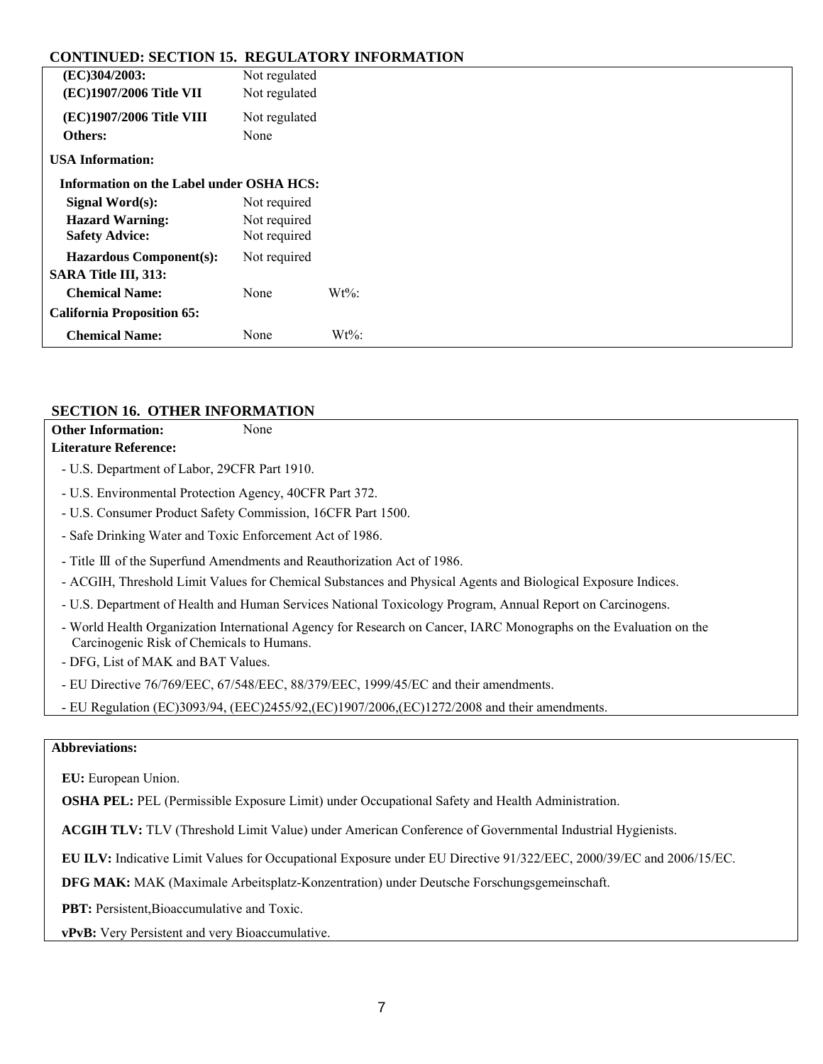## CONTINUED: SECTION 15. REGULATORY INFORMATION

| | | |
|---|---|---|
| **(EC)304/2003:** | Not regulated | |
| **(EC)1907/2006 Title VII** | Not regulated | |
| **(EC)1907/2006 Title VIII** | Not regulated | |
| **Others:** | None | |
| **USA Information:** | | |
| **Information on the Label under OSHA HCS:** | | |
| **Signal Word(s):** | Not required | |
| **Hazard Warning:** | Not required | |
| **Safety Advice:** | Not required | |
| **Hazardous Component(s):** | Not required | |
| **SARA Title III, 313:** | | |
| **Chemical Name:** | None | Wt%: |
| **California Proposition 65:** | | |
| **Chemical Name:** | None | Wt%: |

## SECTION 16. OTHER INFORMATION

**Other Information:** None

**Literature Reference:**

- U.S. Department of Labor, 29CFR Part 1910.
- U.S. Environmental Protection Agency, 40CFR Part 372.
- U.S. Consumer Product Safety Commission, 16CFR Part 1500.
- Safe Drinking Water and Toxic Enforcement Act of 1986.
- Title Ⅲ of the Superfund Amendments and Reauthorization Act of 1986.
- ACGIH, Threshold Limit Values for Chemical Substances and Physical Agents and Biological Exposure Indices.
- U.S. Department of Health and Human Services National Toxicology Program, Annual Report on Carcinogens.
- World Health Organization International Agency for Research on Cancer, IARC Monographs on the Evaluation on the Carcinogenic Risk of Chemicals to Humans.
- DFG, List of MAK and BAT Values.
- EU Directive 76/769/EEC, 67/548/EEC, 88/379/EEC, 1999/45/EC and their amendments.
- EU Regulation (EC)3093/94, (EEC)2455/92,(EC)1907/2006,(EC)1272/2008 and their amendments.

**Abbreviations:**

**EU:** European Union.

**OSHA PEL:** PEL (Permissible Exposure Limit) under Occupational Safety and Health Administration.

**ACGIH TLV:** TLV (Threshold Limit Value) under American Conference of Governmental Industrial Hygienists.

**EU ILV:** Indicative Limit Values for Occupational Exposure under EU Directive 91/322/EEC, 2000/39/EC and 2006/15/EC.

**DFG MAK:** MAK (Maximale Arbeitsplatz-Konzentration) under Deutsche Forschungsgemeinschaft.

**PBT:** Persistent,Bioaccumulative and Toxic.

**vPvB:** Very Persistent and very Bioaccumulative.